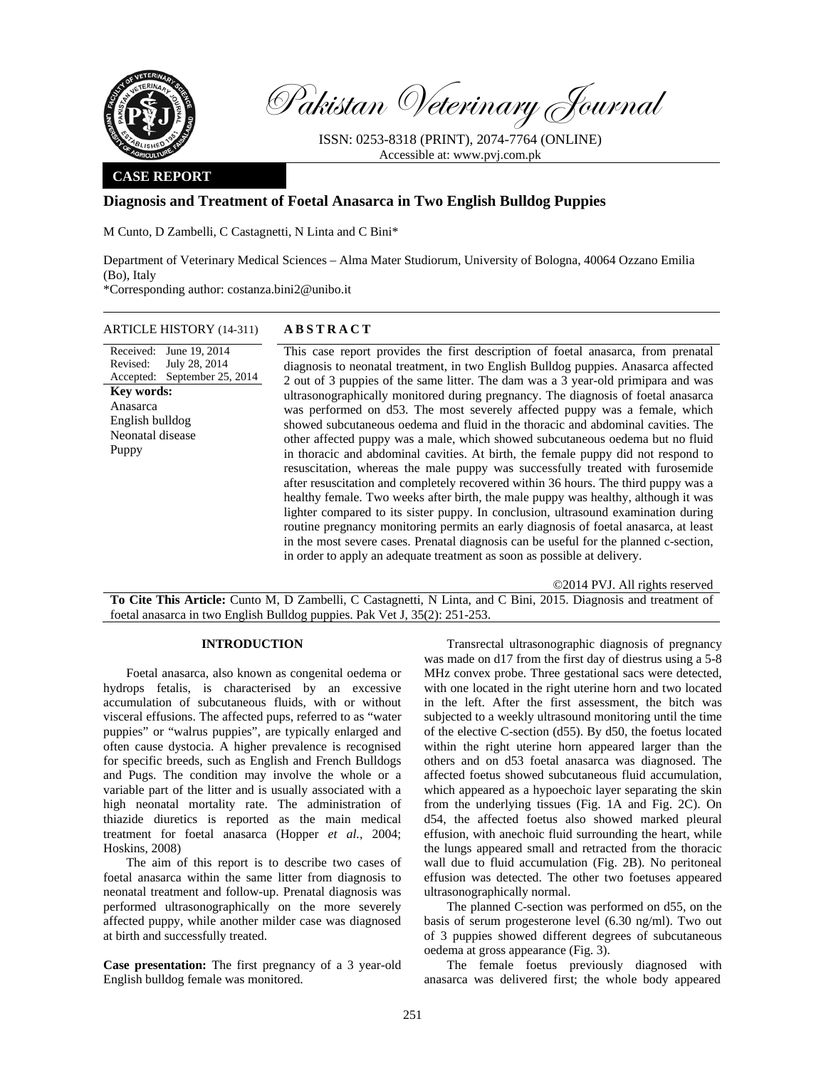# Pakistan Veterinary Journal

ISSN: 0253-8318 (PRINT), 2074-7764 (ONLINE)
Accessible at: www.pvj.com.pk

**CASE REPORT**

## Diagnosis and Treatment of Foetal Anasarca in Two English Bulldog Puppies

M Cunto, D Zambelli, C Castagnetti, N Linta and C Bini*

Department of Veterinary Medical Sciences – Alma Mater Studiorum, University of Bologna, 40064 Ozzano Emilia (Bo), Italy
*Corresponding author: costanza.bini2@unibo.it

**ARTICLE HISTORY** (14-311)

Received: June 19, 2014
Revised: July 28, 2014
Accepted: September 25, 2014

**Key words:**
Anasarca
English bulldog
Neonatal disease
Puppy

**ABSTRACT**

This case report provides the first description of foetal anasarca, from prenatal diagnosis to neonatal treatment, in two English Bulldog puppies. Anasarca affected 2 out of 3 puppies of the same litter. The dam was a 3 year-old primipara and was ultrasonographically monitored during pregnancy. The diagnosis of foetal anasarca was performed on d53. The most severely affected puppy was a female, which showed subcutaneous oedema and fluid in the thoracic and abdominal cavities. The other affected puppy was a male, which showed subcutaneous oedema but no fluid in thoracic and abdominal cavities. At birth, the female puppy did not respond to resuscitation, whereas the male puppy was successfully treated with furosemide after resuscitation and completely recovered within 36 hours. The third puppy was a healthy female. Two weeks after birth, the male puppy was healthy, although it was lighter compared to its sister puppy. In conclusion, ultrasound examination during routine pregnancy monitoring permits an early diagnosis of foetal anasarca, at least in the most severe cases. Prenatal diagnosis can be useful for the planned c-section, in order to apply an adequate treatment as soon as possible at delivery.

©2014 PVJ. All rights reserved

**To Cite This Article:** Cunto M, D Zambelli, C Castagnetti, N Linta, and C Bini, 2015. Diagnosis and treatment of foetal anasarca in two English Bulldog puppies. Pak Vet J, 35(2): 251-253.

### INTRODUCTION

Foetal anasarca, also known as congenital oedema or hydrops fetalis, is characterised by an excessive accumulation of subcutaneous fluids, with or without visceral effusions. The affected pups, referred to as "water puppies" or "walrus puppies", are typically enlarged and often cause dystocia. A higher prevalence is recognised for specific breeds, such as English and French Bulldogs and Pugs. The condition may involve the whole or a variable part of the litter and is usually associated with a high neonatal mortality rate. The administration of thiazide diuretics is reported as the main medical treatment for foetal anasarca (Hopper *et al.,* 2004; Hoskins, 2008)

The aim of this report is to describe two cases of foetal anasarca within the same litter from diagnosis to neonatal treatment and follow-up. Prenatal diagnosis was performed ultrasonographically on the more severely affected puppy, while another milder case was diagnosed at birth and successfully treated.

**Case presentation:** The first pregnancy of a 3 year-old English bulldog female was monitored.

Transrectal ultrasonographic diagnosis of pregnancy was made on d17 from the first day of diestrus using a 5-8 MHz convex probe. Three gestational sacs were detected, with one located in the right uterine horn and two located in the left. After the first assessment, the bitch was subjected to a weekly ultrasound monitoring until the time of the elective C-section (d55). By d50, the foetus located within the right uterine horn appeared larger than the others and on d53 foetal anasarca was diagnosed. The affected foetus showed subcutaneous fluid accumulation, which appeared as a hypoechoic layer separating the skin from the underlying tissues (Fig. 1A and Fig. 2C). On d54, the affected foetus also showed marked pleural effusion, with anechoic fluid surrounding the heart, while the lungs appeared small and retracted from the thoracic wall due to fluid accumulation (Fig. 2B). No peritoneal effusion was detected. The other two foetuses appeared ultrasonographically normal.

The planned C-section was performed on d55, on the basis of serum progesterone level (6.30 ng/ml). Two out of 3 puppies showed different degrees of subcutaneous oedema at gross appearance (Fig. 3).

The female foetus previously diagnosed with anasarca was delivered first; the whole body appeared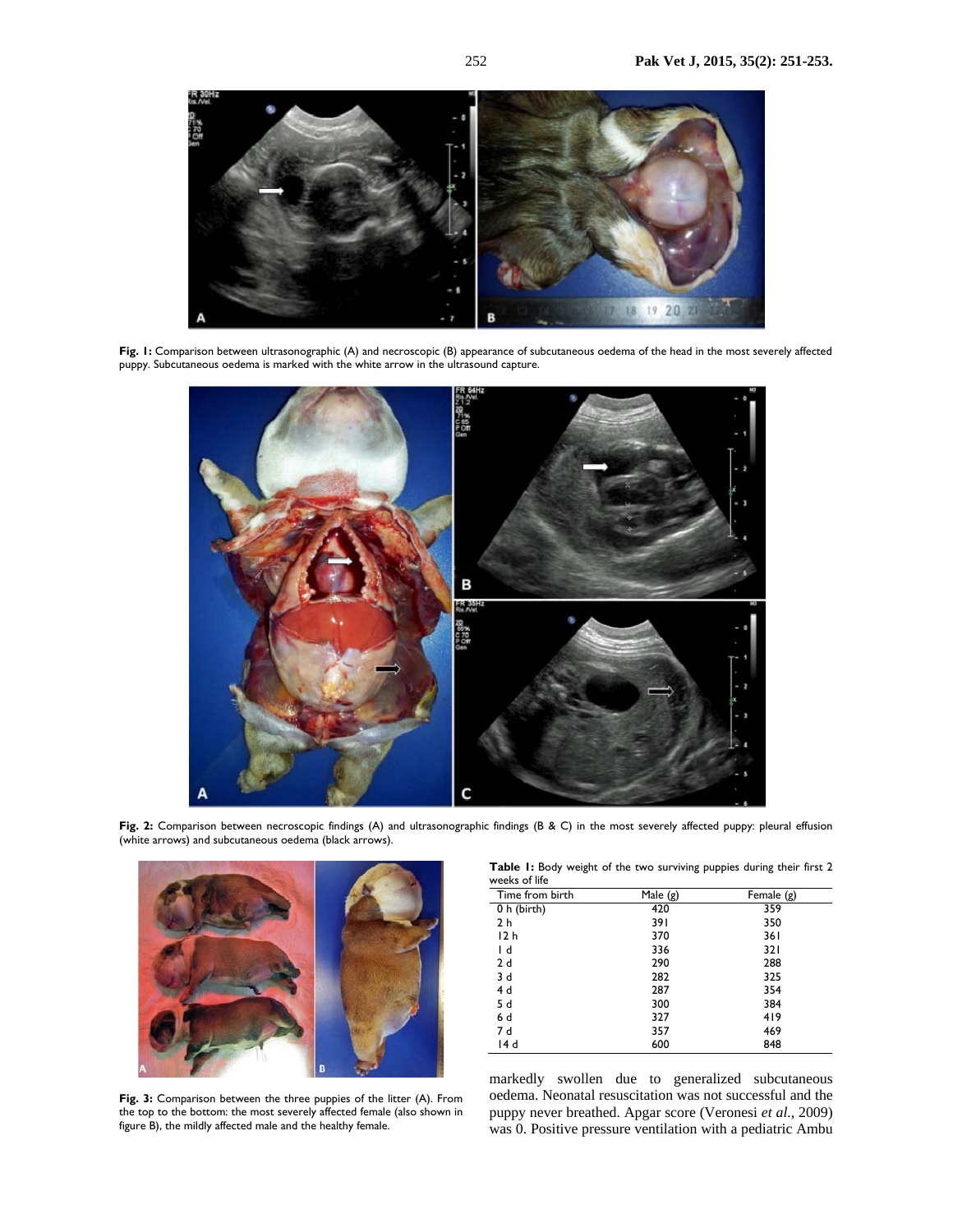**Fig. 1:** Comparison between ultrasonographic (A) and necroscopic (B) appearance of subcutaneous oedema of the head in the most severely affected puppy. Subcutaneous oedema is marked with the white arrow in the ultrasound capture.

**Fig. 2:** Comparison between necroscopic findings (A) and ultrasonographic findings (B & C) in the most severely affected puppy: pleural effusion (white arrows) and subcutaneous oedema (black arrows).

**Fig. 3:** Comparison between the three puppies of the litter (A). From the top to the bottom: the most severely affected female (also shown in figure B), the mildly affected male and the healthy female.

**Table 1:** Body weight of the two surviving puppies during their first 2 weeks of life

| Time from birth | Male (g) | Female (g) |
|---|---|---|
| 0 h (birth) | 420 | 359 |
| 2 h | 391 | 350 |
| 12 h | 370 | 361 |
| 1 d | 336 | 321 |
| 2 d | 290 | 288 |
| 3 d | 282 | 325 |
| 4 d | 287 | 354 |
| 5 d | 300 | 384 |
| 6 d | 327 | 419 |
| 7 d | 357 | 469 |
| 14 d | 600 | 848 |

markedly swollen due to generalized subcutaneous oedema. Neonatal resuscitation was not successful and the puppy never breathed. Apgar score (Veronesi *et al.*, 2009) was 0. Positive pressure ventilation with a pediatric Ambu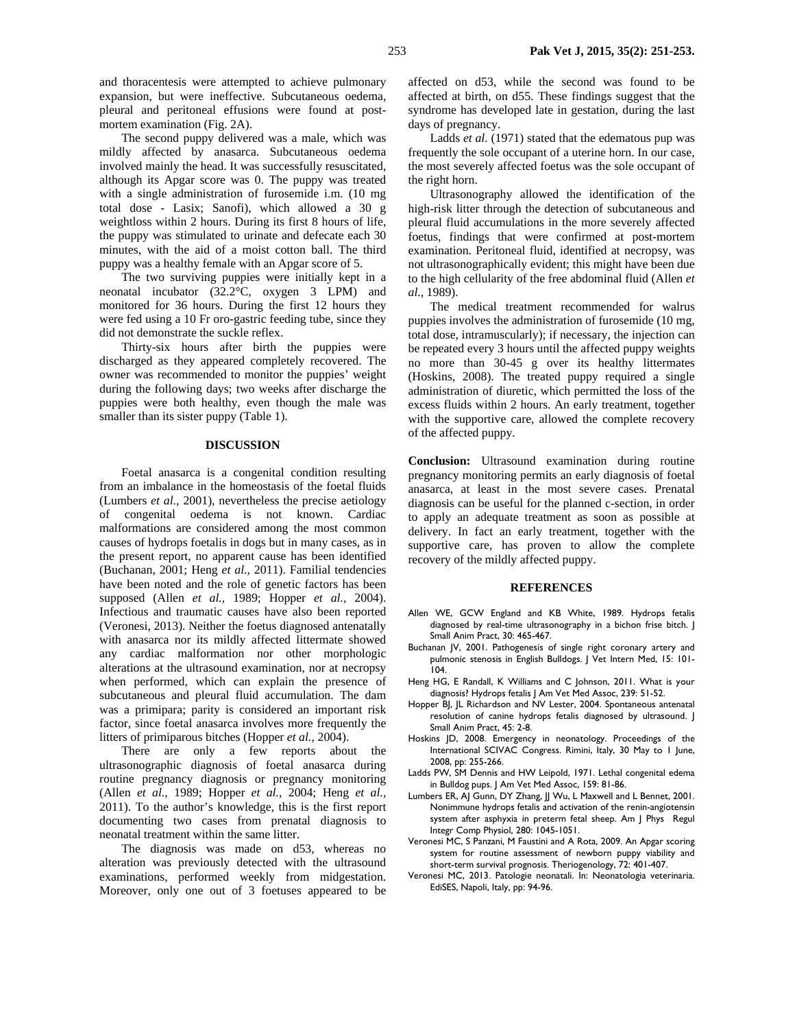and thoracentesis were attempted to achieve pulmonary expansion, but were ineffective. Subcutaneous oedema, pleural and peritoneal effusions were found at post-mortem examination (Fig. 2A).

The second puppy delivered was a male, which was mildly affected by anasarca. Subcutaneous oedema involved mainly the head. It was successfully resuscitated, although its Apgar score was 0. The puppy was treated with a single administration of furosemide i.m. (10 mg total dose - Lasix; Sanofi), which allowed a 30 g weightloss within 2 hours. During its first 8 hours of life, the puppy was stimulated to urinate and defecate each 30 minutes, with the aid of a moist cotton ball. The third puppy was a healthy female with an Apgar score of 5.

The two surviving puppies were initially kept in a neonatal incubator (32.2°C, oxygen 3 LPM) and monitored for 36 hours. During the first 12 hours they were fed using a 10 Fr oro-gastric feeding tube, since they did not demonstrate the suckle reflex.

Thirty-six hours after birth the puppies were discharged as they appeared completely recovered. The owner was recommended to monitor the puppies' weight during the following days; two weeks after discharge the puppies were both healthy, even though the male was smaller than its sister puppy (Table 1).

## DISCUSSION

Foetal anasarca is a congenital condition resulting from an imbalance in the homeostasis of the foetal fluids (Lumbers *et al.,* 2001), nevertheless the precise aetiology of congenital oedema is not known. Cardiac malformations are considered among the most common causes of hydrops foetalis in dogs but in many cases, as in the present report, no apparent cause has been identified (Buchanan, 2001; Heng *et al.,* 2011). Familial tendencies have been noted and the role of genetic factors has been supposed (Allen *et al.,* 1989; Hopper *et al.,* 2004). Infectious and traumatic causes have also been reported (Veronesi, 2013). Neither the foetus diagnosed antenatally with anasarca nor its mildly affected littermate showed any cardiac malformation nor other morphologic alterations at the ultrasound examination, nor at necropsy when performed, which can explain the presence of subcutaneous and pleural fluid accumulation. The dam was a primipara; parity is considered an important risk factor, since foetal anasarca involves more frequently the litters of primiparous bitches (Hopper *et al.,* 2004).

There are only a few reports about the ultrasonographic diagnosis of foetal anasarca during routine pregnancy diagnosis or pregnancy monitoring (Allen *et al.,* 1989; Hopper *et al.,* 2004; Heng *et al.,* 2011). To the author's knowledge, this is the first report documenting two cases from prenatal diagnosis to neonatal treatment within the same litter.

The diagnosis was made on d53, whereas no alteration was previously detected with the ultrasound examinations, performed weekly from midgestation. Moreover, only one out of 3 foetuses appeared to be affected on d53, while the second was found to be affected at birth, on d55. These findings suggest that the syndrome has developed late in gestation, during the last days of pregnancy.

Ladds *et al.* (1971) stated that the edematous pup was frequently the sole occupant of a uterine horn. In our case, the most severely affected foetus was the sole occupant of the right horn.

Ultrasonography allowed the identification of the high-risk litter through the detection of subcutaneous and pleural fluid accumulations in the more severely affected foetus, findings that were confirmed at post-mortem examination. Peritoneal fluid, identified at necropsy, was not ultrasonographically evident; this might have been due to the high cellularity of the free abdominal fluid (Allen *et al.,* 1989).

The medical treatment recommended for walrus puppies involves the administration of furosemide (10 mg, total dose, intramuscularly); if necessary, the injection can be repeated every 3 hours until the affected puppy weights no more than 30-45 g over its healthy littermates (Hoskins, 2008). The treated puppy required a single administration of diuretic, which permitted the loss of the excess fluids within 2 hours. An early treatment, together with the supportive care, allowed the complete recovery of the affected puppy.

**Conclusion:** Ultrasound examination during routine pregnancy monitoring permits an early diagnosis of foetal anasarca, at least in the most severe cases. Prenatal diagnosis can be useful for the planned c-section, in order to apply an adequate treatment as soon as possible at delivery. In fact an early treatment, together with the supportive care, has proven to allow the complete recovery of the mildly affected puppy.

## REFERENCES

Allen WE, GCW England and KB White, 1989. Hydrops fetalis diagnosed by real-time ultrasonography in a bichon frise bitch. J Small Anim Pract, 30: 465-467.

Buchanan JV, 2001. Pathogenesis of single right coronary artery and pulmonic stenosis in English Bulldogs. J Vet Intern Med, 15: 101-104.

Heng HG, E Randall, K Williams and C Johnson, 2011. What is your diagnosis? Hydrops fetalis J Am Vet Med Assoc, 239: 51-52.

Hopper BJ, JL Richardson and NV Lester, 2004. Spontaneous antenatal resolution of canine hydrops fetalis diagnosed by ultrasound. J Small Anim Pract, 45: 2-8.

Hoskins JD, 2008. Emergency in neonatology. Proceedings of the International SCIVAC Congress. Rimini, Italy, 30 May to 1 June, 2008, pp: 255-266.

Ladds PW, SM Dennis and HW Leipold, 1971. Lethal congenital edema in Bulldog pups. J Am Vet Med Assoc, 159: 81-86.

Lumbers ER, AJ Gunn, DY Zhang, JJ Wu, L Maxwell and L Bennet, 2001. Nonimmune hydrops fetalis and activation of the renin-angiotensin system after asphyxia in preterm fetal sheep. Am J Phys Regul Integr Comp Physiol, 280: 1045-1051.

Veronesi MC, S Panzani, M Faustini and A Rota, 2009. An Apgar scoring system for routine assessment of newborn puppy viability and short-term survival prognosis. Theriogenology, 72: 401-407.

Veronesi MC, 2013. Patologie neonatali. In: Neonatologia veterinaria. EdiSES, Napoli, Italy, pp: 94-96.